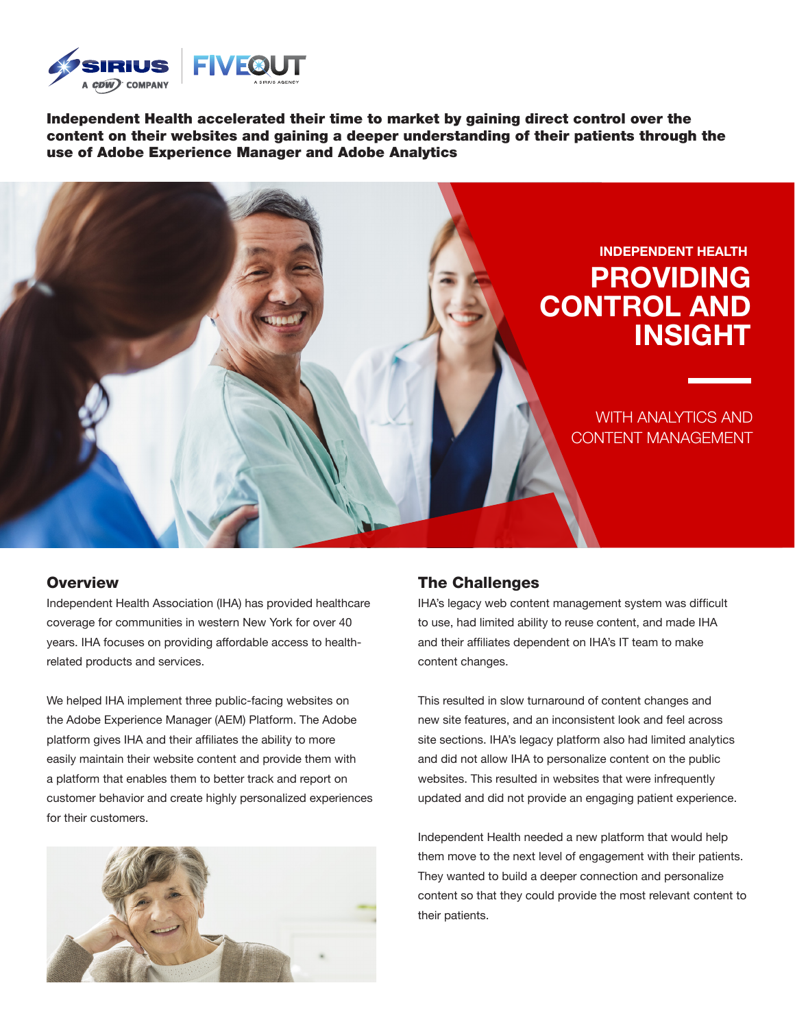**Independent Health accelerated their time to market by gaining direct control over the content on their websites and gaining a deeper understanding of their patients through the use of Adobe Experience Manager and Adobe Analytics**

INDEPENDENT HEALTH

# PROVIDING CONTROL AND INSIGHT

WITH ANALYTICS AND CONTENT MANAGEMENT

## Overview

Independent Health Association (IHA) has provided healthcare coverage for communities in western New York for over 40 years. IHA focuses on providing affordable access to health-related products and services.

We helped IHA implement three public-facing websites on the Adobe Experience Manager (AEM) Platform. The Adobe platform gives IHA and their affiliates the ability to more easily maintain their website content and provide them with a platform that enables them to better track and report on customer behavior and create highly personalized experiences for their customers.

## The Challenges

IHA's legacy web content management system was difficult to use, had limited ability to reuse content, and made IHA and their affiliates dependent on IHA's IT team to make content changes.

This resulted in slow turnaround of content changes and new site features, and an inconsistent look and feel across site sections. IHA's legacy platform also had limited analytics and did not allow IHA to personalize content on the public websites. This resulted in websites that were infrequently updated and did not provide an engaging patient experience.

Independent Health needed a new platform that would help them move to the next level of engagement with their patients. They wanted to build a deeper connection and personalize content so that they could provide the most relevant content to their patients.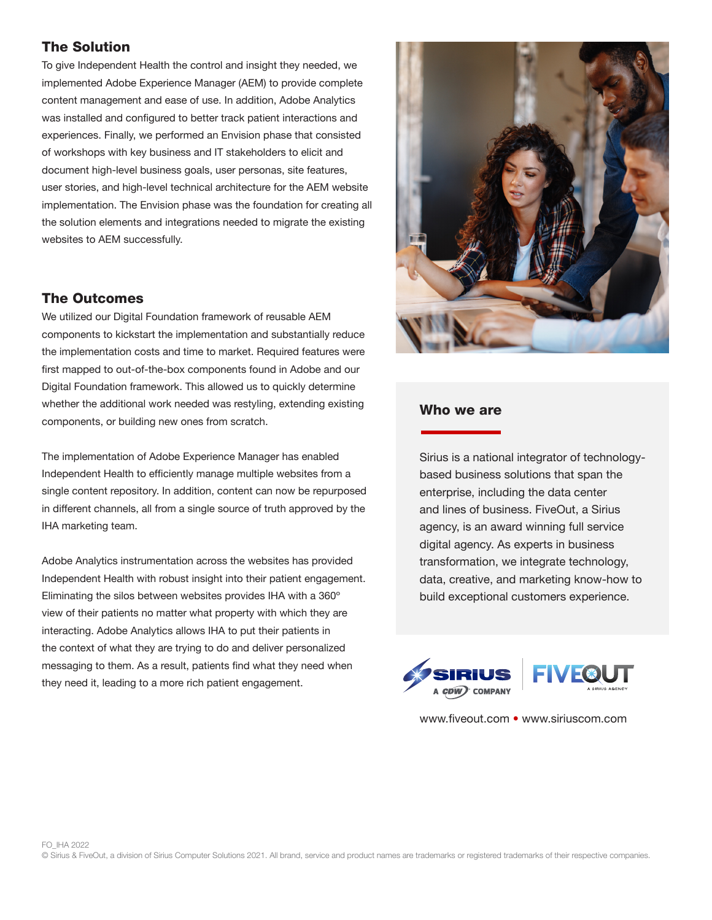## The Solution

To give Independent Health the control and insight they needed, we implemented Adobe Experience Manager (AEM) to provide complete content management and ease of use. In addition, Adobe Analytics was installed and configured to better track patient interactions and experiences. Finally, we performed an Envision phase that consisted of workshops with key business and IT stakeholders to elicit and document high-level business goals, user personas, site features, user stories, and high-level technical architecture for the AEM website implementation. The Envision phase was the foundation for creating all the solution elements and integrations needed to migrate the existing websites to AEM successfully.

## The Outcomes

We utilized our Digital Foundation framework of reusable AEM components to kickstart the implementation and substantially reduce the implementation costs and time to market. Required features were first mapped to out-of-the-box components found in Adobe and our Digital Foundation framework. This allowed us to quickly determine whether the additional work needed was restyling, extending existing components, or building new ones from scratch.

The implementation of Adobe Experience Manager has enabled Independent Health to efficiently manage multiple websites from a single content repository. In addition, content can now be repurposed in different channels, all from a single source of truth approved by the IHA marketing team.

Adobe Analytics instrumentation across the websites has provided Independent Health with robust insight into their patient engagement. Eliminating the silos between websites provides IHA with a 360º view of their patients no matter what property with which they are interacting. Adobe Analytics allows IHA to put their patients in the context of what they are trying to do and deliver personalized messaging to them. As a result, patients find what they need when they need it, leading to a more rich patient engagement.

### Who we are

Sirius is a national integrator of technology-based business solutions that span the enterprise, including the data center and lines of business. FiveOut, a Sirius agency, is an award winning full service digital agency. As experts in business transformation, we integrate technology, data, creative, and marketing know-how to build exceptional customers experience.

SIRIUS A CDW COMPANY | FIVEOUT A SIRIUS AGENCY

www.fiveout.com • www.siriuscom.com

FO_IHA 2022

© Sirius & FiveOut, a division of Sirius Computer Solutions 2021. All brand, service and product names are trademarks or registered trademarks of their respective companies.